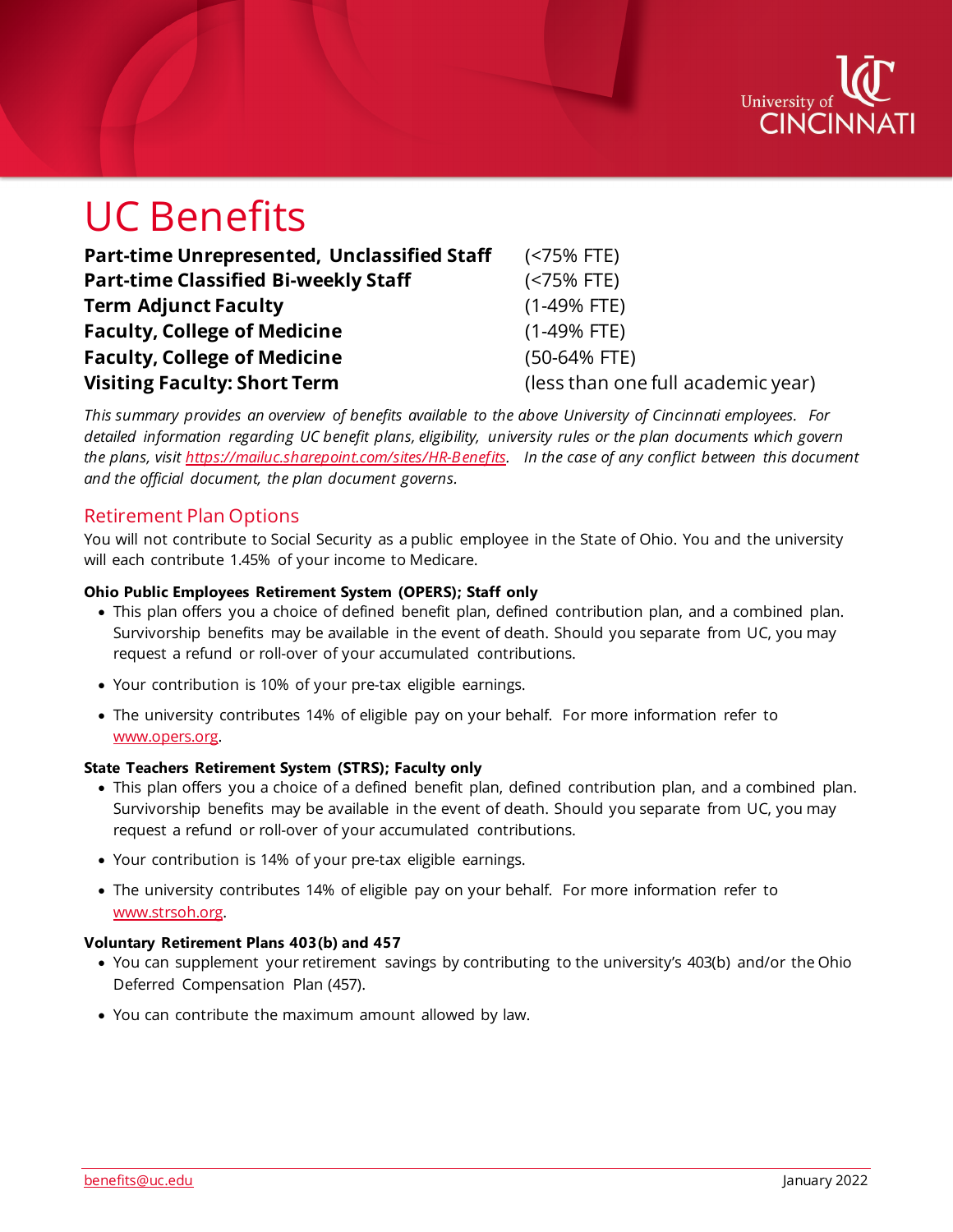# UC Benefits

| | |
|---|---|
| **Part-time Unrepresented, Unclassified Staff** | (<75% FTE) |
| **Part-time Classified Bi-weekly Staff** | (<75% FTE) |
| **Term Adjunct Faculty** | (1-49% FTE) |
| **Faculty, College of Medicine** | (1-49% FTE) |
| **Faculty, College of Medicine** | (50-64% FTE) |
| **Visiting Faculty: Short Term** | (less than one full academic year) |

*This summary provides an overview of benefits available to the above University of Cincinnati employees. For detailed information regarding UC benefit plans, eligibility, university rules or the plan documents which govern the plans, visit [https://mailuc.sharepoint.com/sites/HR-Benefits](https://mailuc.sharepoint.com/sites/HR-Benefits). In the case of any conflict between this document and the official document, the plan document governs.*

## Retirement Plan Options

You will not contribute to Social Security as a public employee in the State of Ohio. You and the university will each contribute 1.45% of your income to Medicare.

**Ohio Public Employees Retirement System (OPERS); Staff only**

- This plan offers you a choice of defined benefit plan, defined contribution plan, and a combined plan. Survivorship benefits may be available in the event of death. Should you separate from UC, you may request a refund or roll-over of your accumulated contributions.
- Your contribution is 10% of your pre-tax eligible earnings.
- The university contributes 14% of eligible pay on your behalf. For more information refer to [www.opers.org](http://www.opers.org).

**State Teachers Retirement System (STRS); Faculty only**

- This plan offers you a choice of a defined benefit plan, defined contribution plan, and a combined plan. Survivorship benefits may be available in the event of death. Should you separate from UC, you may request a refund or roll-over of your accumulated contributions.
- Your contribution is 14% of your pre-tax eligible earnings.
- The university contributes 14% of eligible pay on your behalf. For more information refer to [www.strsoh.org](http://www.strsoh.org).

**Voluntary Retirement Plans 403(b) and 457**

- You can supplement your retirement savings by contributing to the university's 403(b) and/or the Ohio Deferred Compensation Plan (457).
- You can contribute the maximum amount allowed by law.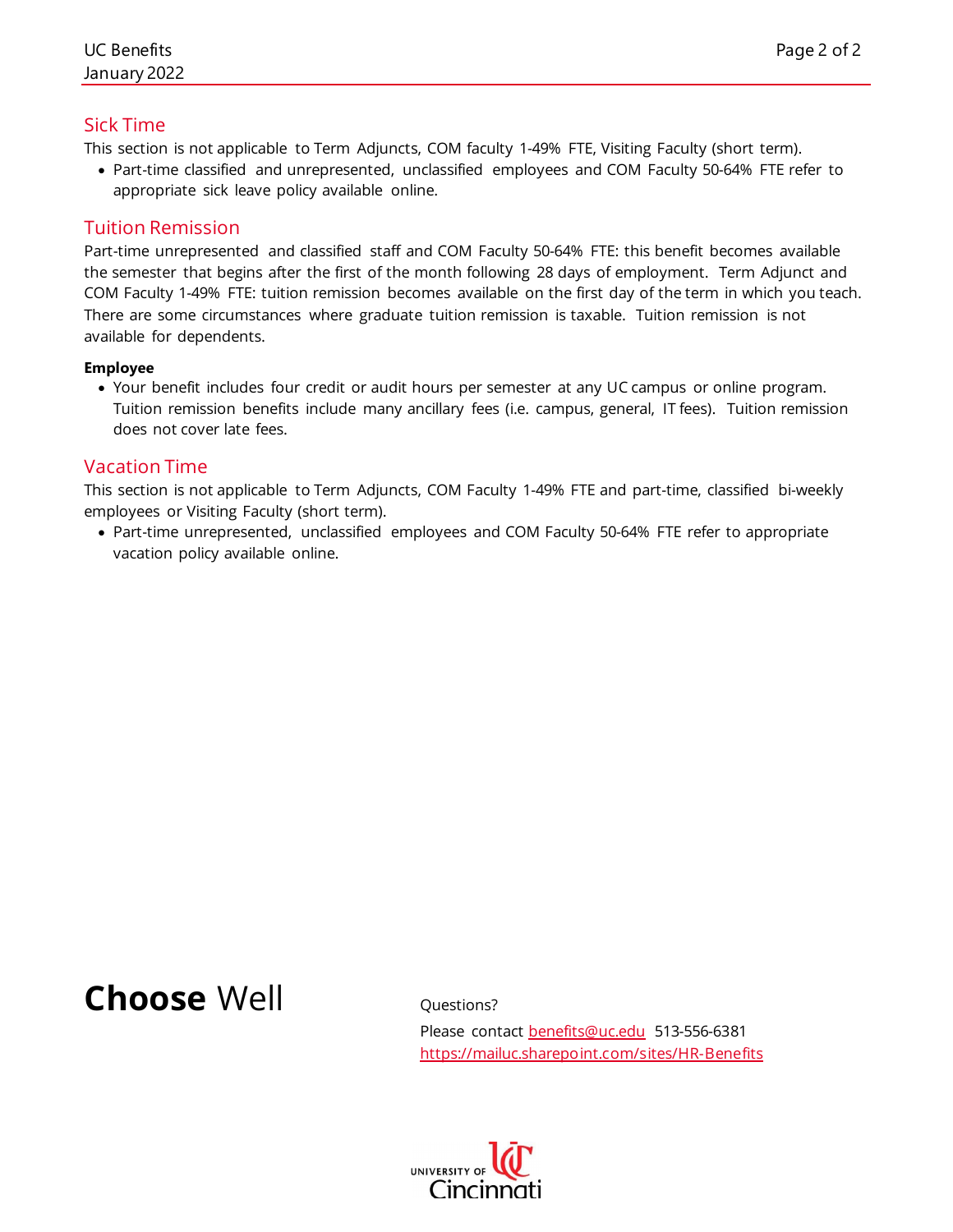## Sick Time

This section is not applicable to Term Adjuncts, COM faculty 1-49% FTE, Visiting Faculty (short term).

- Part-time classified and unrepresented, unclassified employees and COM Faculty 50-64% FTE refer to appropriate sick leave policy available online.

## Tuition Remission

Part-time unrepresented and classified staff and COM Faculty 50-64% FTE: this benefit becomes available the semester that begins after the first of the month following 28 days of employment. Term Adjunct and COM Faculty 1-49% FTE: tuition remission becomes available on the first day of the term in which you teach. There are some circumstances where graduate tuition remission is taxable. Tuition remission is not available for dependents.

**Employee**

- Your benefit includes four credit or audit hours per semester at any UC campus or online program. Tuition remission benefits include many ancillary fees (i.e. campus, general, IT fees). Tuition remission does not cover late fees.

## Vacation Time

This section is not applicable to Term Adjuncts, COM Faculty 1-49% FTE and part-time, classified bi-weekly employees or Visiting Faculty (short term).

- Part-time unrepresented, unclassified employees and COM Faculty 50-64% FTE refer to appropriate vacation policy available online.

**Choose** Well

Questions?

Please contact benefits@uc.edu 513-556-6381

https://mailuc.sharepoint.com/sites/HR-Benefits

University of Cincinnati